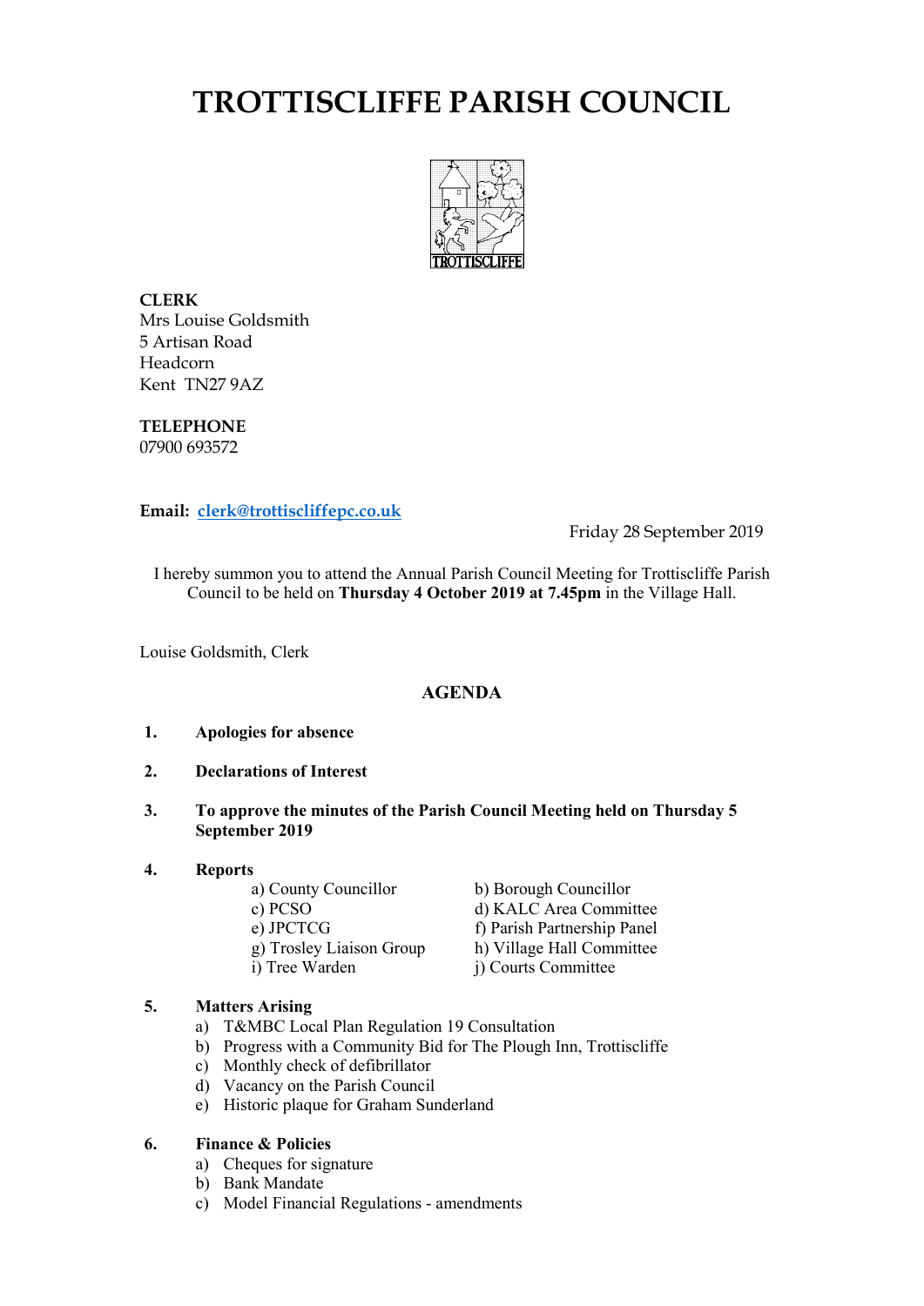# TROTTISCLIFFE PARISH COUNCIL

**CLERK**
Mrs Louise Goldsmith
5 Artisan Road
Headcorn
Kent TN27 9AZ

**TELEPHONE**
07900 693572

**Email:** **clerk@trottiscliffepc.co.uk**

Friday 28 September 2019

I hereby summon you to attend the Annual Parish Council Meeting for Trottiscliffe Parish Council to be held on **Thursday 4 October 2019 at 7.45pm** in the Village Hall.

Louise Goldsmith, Clerk

## AGENDA

1. **Apologies for absence**

2. **Declarations of Interest**

3. **To approve the minutes of the Parish Council Meeting held on Thursday 5 September 2019**

4. **Reports**
   - a) County Councillor
   - b) Borough Councillor
   - c) PCSO
   - d) KALC Area Committee
   - e) JPCTCG
   - f) Parish Partnership Panel
   - g) Trosley Liaison Group
   - h) Village Hall Committee
   - i) Tree Warden
   - j) Courts Committee

5. **Matters Arising**
   - a) T&MBC Local Plan Regulation 19 Consultation
   - b) Progress with a Community Bid for The Plough Inn, Trottiscliffe
   - c) Monthly check of defibrillator
   - d) Vacancy on the Parish Council
   - e) Historic plaque for Graham Sunderland

6. **Finance & Policies**
   - a) Cheques for signature
   - b) Bank Mandate
   - c) Model Financial Regulations - amendments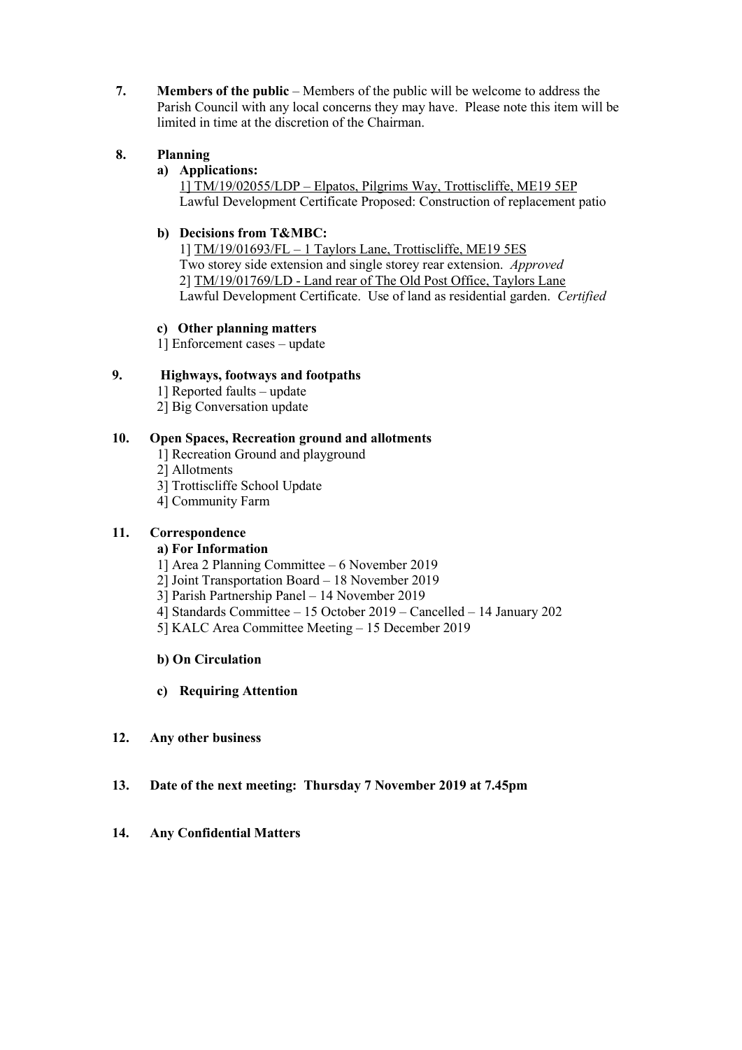**7. Members of the public** – Members of the public will be welcome to address the Parish Council with any local concerns they may have. Please note this item will be limited in time at the discretion of the Chairman.

**8. Planning**

**a) Applications:**

1] TM/19/02055/LDP – Elpatos, Pilgrims Way, Trottiscliffe, ME19 5EP
Lawful Development Certificate Proposed: Construction of replacement patio

**b) Decisions from T&MBC:**

1] TM/19/01693/FL – 1 Taylors Lane, Trottiscliffe, ME19 5ES
Two storey side extension and single storey rear extension. *Approved*
2] TM/19/01769/LD - Land rear of The Old Post Office, Taylors Lane
Lawful Development Certificate. Use of land as residential garden. *Certified*

**c) Other planning matters**

1] Enforcement cases – update

**9. Highways, footways and footpaths**

1] Reported faults – update
2] Big Conversation update

**10. Open Spaces, Recreation ground and allotments**

1] Recreation Ground and playground
2] Allotments
3] Trottiscliffe School Update
4] Community Farm

**11. Correspondence**

**a) For Information**

1] Area 2 Planning Committee – 6 November 2019
2] Joint Transportation Board – 18 November 2019
3] Parish Partnership Panel – 14 November 2019
4] Standards Committee – 15 October 2019 – Cancelled – 14 January 202
5] KALC Area Committee Meeting – 15 December 2019

**b) On Circulation**

**c) Requiring Attention**

**12. Any other business**

**13. Date of the next meeting: Thursday 7 November 2019 at 7.45pm**

**14. Any Confidential Matters**